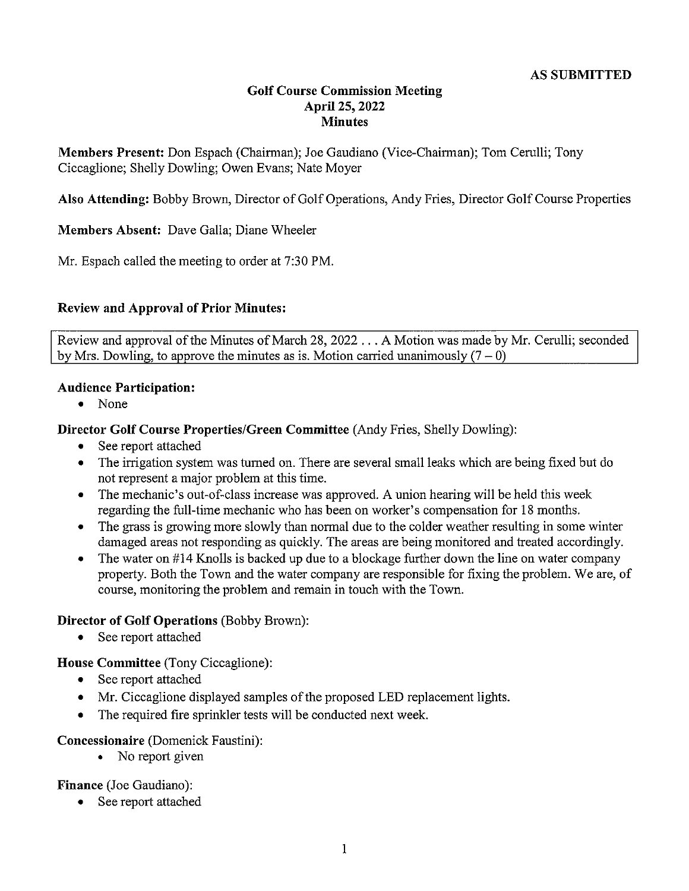**AS SUBMITTED**

# Golf Course Commission Meeting
## April 25, 2022
## Minutes

**Members Present:** Don Espach (Chairman); Joe Gaudiano (Vice-Chairman); Tom Cerulli; Tony Ciccaglione; Shelly Dowling; Owen Evans; Nate Moyer

**Also Attending:** Bobby Brown, Director of Golf Operations, Andy Fries, Director Golf Course Properties

**Members Absent:** Dave Galla; Diane Wheeler

Mr. Espach called the meeting to order at 7:30 PM.

**Review and Approval of Prior Minutes:**

Review and approval of the Minutes of March 28, 2022 . . . A Motion was made by Mr. Cerulli; seconded by Mrs. Dowling, to approve the minutes as is. Motion carried unanimously (7 – 0)

**Audience Participation:**

- None

**Director Golf Course Properties/Green Committee** (Andy Fries, Shelly Dowling):

- See report attached
- The irrigation system was turned on. There are several small leaks which are being fixed but do not represent a major problem at this time.
- The mechanic's out-of-class increase was approved. A union hearing will be held this week regarding the full-time mechanic who has been on worker's compensation for 18 months.
- The grass is growing more slowly than normal due to the colder weather resulting in some winter damaged areas not responding as quickly. The areas are being monitored and treated accordingly.
- The water on #14 Knolls is backed up due to a blockage further down the line on water company property. Both the Town and the water company are responsible for fixing the problem. We are, of course, monitoring the problem and remain in touch with the Town.

**Director of Golf Operations** (Bobby Brown):

- See report attached

**House Committee** (Tony Ciccaglione):

- See report attached
- Mr. Ciccaglione displayed samples of the proposed LED replacement lights.
- The required fire sprinkler tests will be conducted next week.

**Concessionaire** (Domenick Faustini):

- No report given

**Finance** (Joe Gaudiano):

- See report attached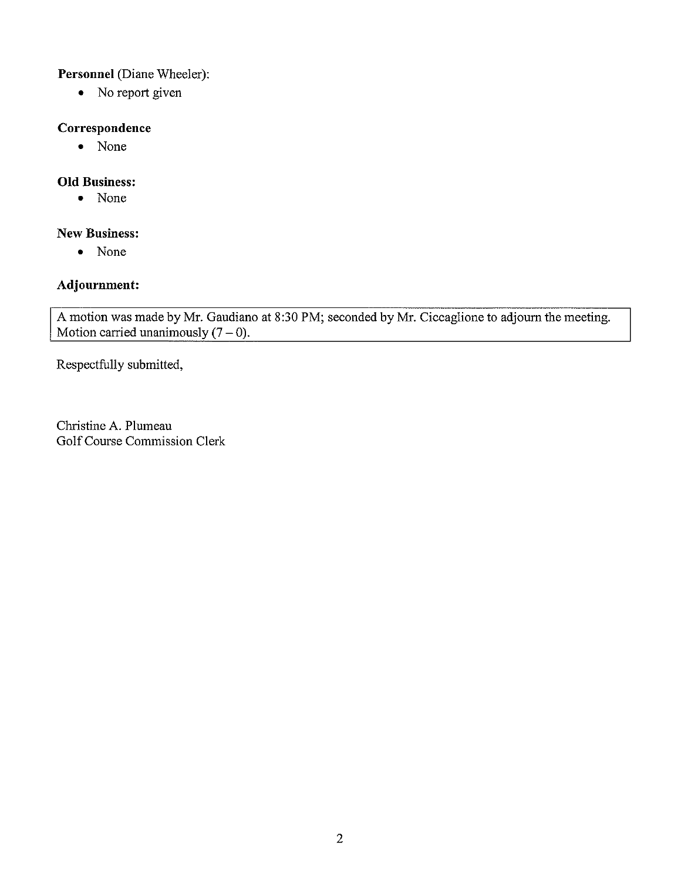**Personnel** (Diane Wheeler):

- No report given

**Correspondence**

- None

**Old Business:**

- None

**New Business:**

- None

**Adjournment:**

A motion was made by Mr. Gaudiano at 8:30 PM; seconded by Mr. Ciccaglione to adjourn the meeting. Motion carried unanimously (7 – 0).

Respectfully submitted,

Christine A. Plumeau
Golf Course Commission Clerk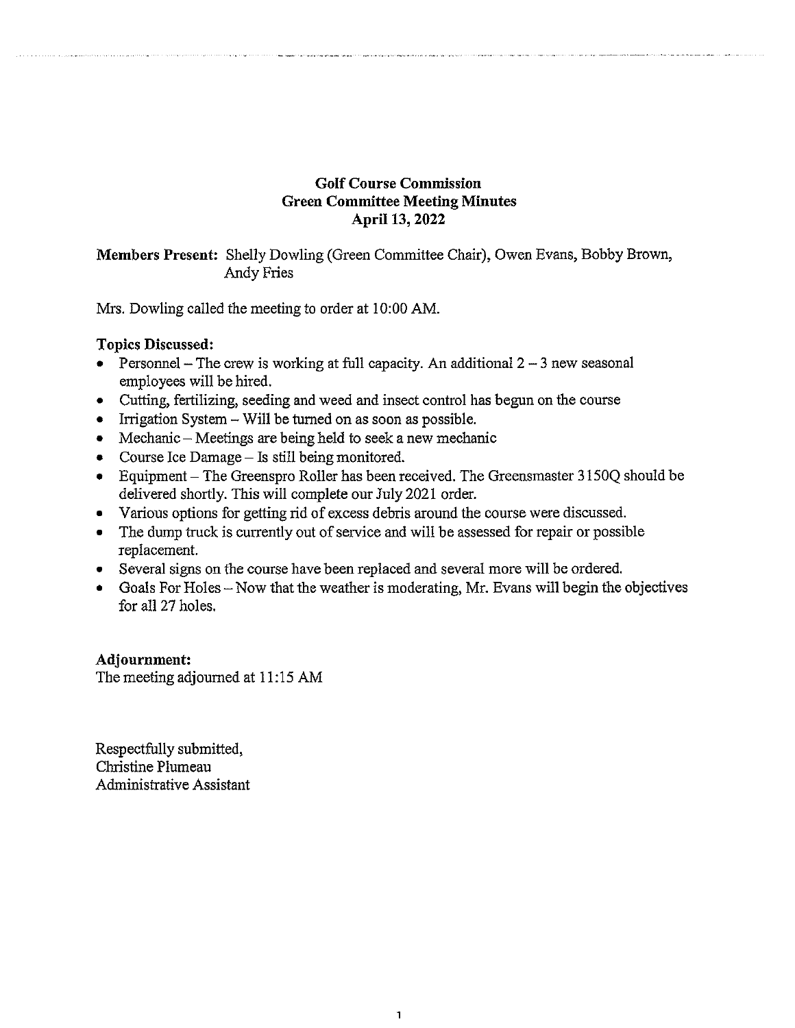**Golf Course Commission**
**Green Committee Meeting Minutes**
**April 13, 2022**

**Members Present:** Shelly Dowling (Green Committee Chair), Owen Evans, Bobby Brown, Andy Fries

Mrs. Dowling called the meeting to order at 10:00 AM.

**Topics Discussed:**

- Personnel – The crew is working at full capacity. An additional 2 – 3 new seasonal employees will be hired.
- Cutting, fertilizing, seeding and weed and insect control has begun on the course
- Irrigation System – Will be turned on as soon as possible.
- Mechanic – Meetings are being held to seek a new mechanic
- Course Ice Damage – Is still being monitored.
- Equipment – The Greenspro Roller has been received. The Greensmaster 3150Q should be delivered shortly. This will complete our July 2021 order.
- Various options for getting rid of excess debris around the course were discussed.
- The dump truck is currently out of service and will be assessed for repair or possible replacement.
- Several signs on the course have been replaced and several more will be ordered.
- Goals For Holes – Now that the weather is moderating, Mr. Evans will begin the objectives for all 27 holes.

**Adjournment:**
The meeting adjourned at 11:15 AM

Respectfully submitted,
Christine Plumeau
Administrative Assistant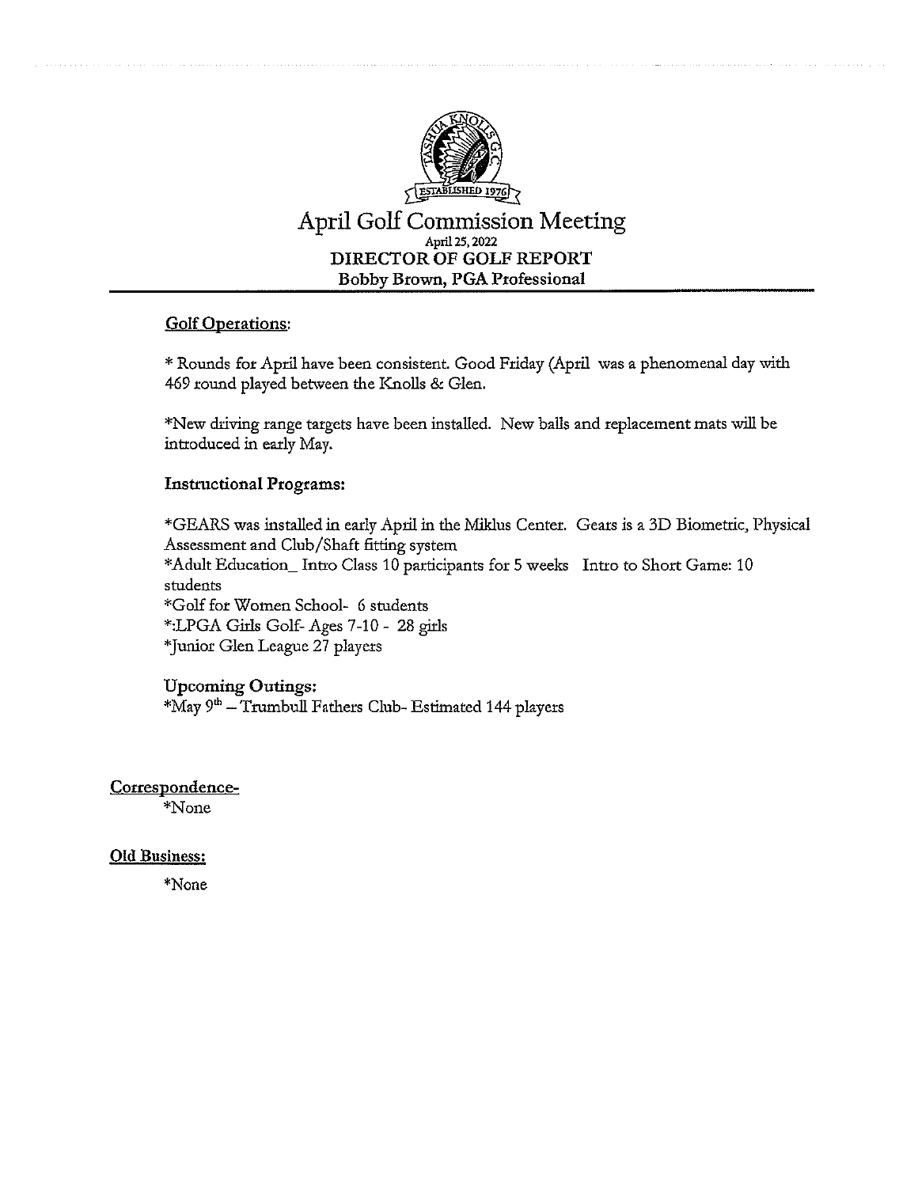# April Golf Commission Meeting

April 25, 2022

**DIRECTOR OF GOLF REPORT**

**Bobby Brown, PGA Professional**

## Golf Operations:

* Rounds for April have been consistent. Good Friday (April was a phenomenal day with 469 round played between the Knolls & Glen.

*New driving range targets have been installed. New balls and replacement mats will be introduced in early May.

## Instructional Programs:

*GEARS was installed in early April in the Miklus Center. Gears is a 3D Biometric, Physical Assessment and Club/Shaft fitting system
*Adult Education_ Intro Class 10 participants for 5 weeks Intro to Short Game: 10 students
*Golf for Women School- 6 students
*:LPGA Girls Golf- Ages 7-10 - 28 girls
*Junior Glen League 27 players

## Upcoming Outings:

*May 9th – Trumbull Fathers Club- Estimated 144 players

## Correspondence-

*None

## Old Business:

*None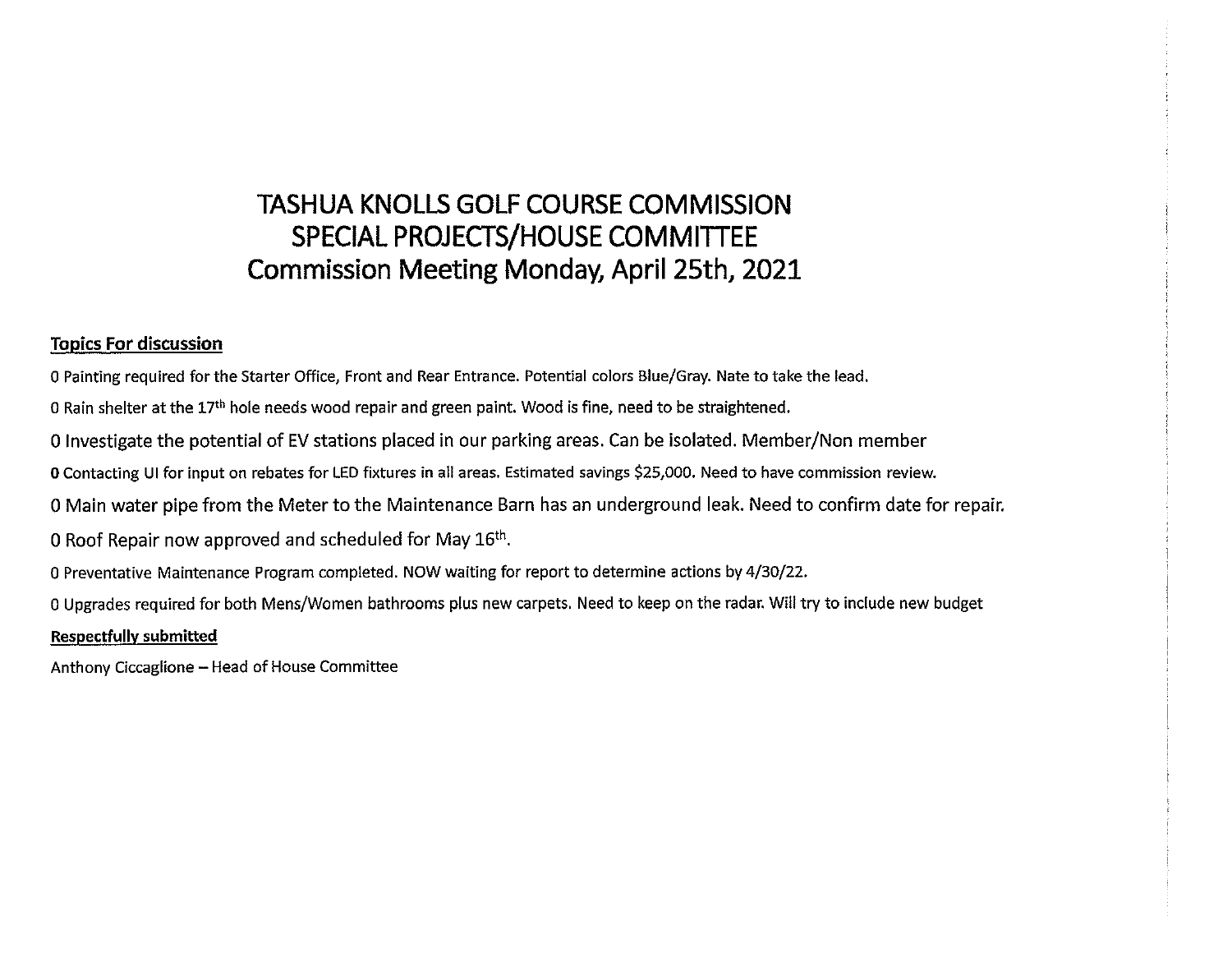# TASHUA KNOLLS GOLF COURSE COMMISSION
# SPECIAL PROJECTS/HOUSE COMMITTEE
# Commission Meeting Monday, April 25th, 2021

**Topics For discussion**

0 Painting required for the Starter Office, Front and Rear Entrance. Potential colors Blue/Gray. Nate to take the lead.

0 Rain shelter at the 17th hole needs wood repair and green paint. Wood is fine, need to be straightened.

0 Investigate the potential of EV stations placed in our parking areas. Can be isolated. Member/Non member

0 Contacting UI for input on rebates for LED fixtures in all areas. Estimated savings $25,000. Need to have commission review.

0 Main water pipe from the Meter to the Maintenance Barn has an underground leak. Need to confirm date for repair.

0 Roof Repair now approved and scheduled for May 16th.

0 Preventative Maintenance Program completed. NOW waiting for report to determine actions by 4/30/22.

0 Upgrades required for both Mens/Women bathrooms plus new carpets. Need to keep on the radar. Will try to include new budget

**Respectfully submitted**

Anthony Ciccaglione – Head of House Committee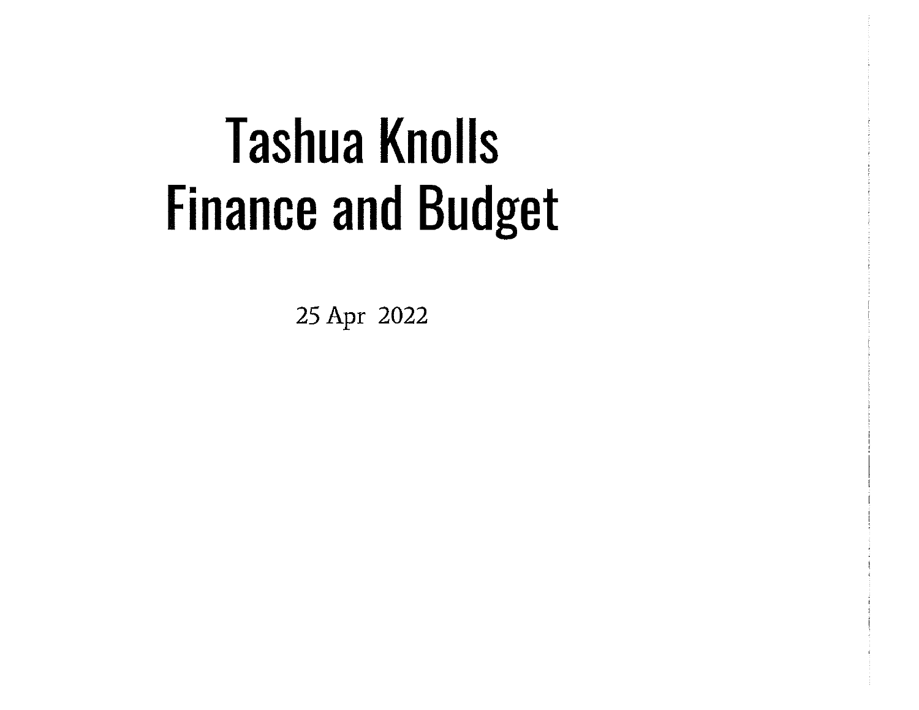# Tashua Knolls Finance and Budget

25 Apr 2022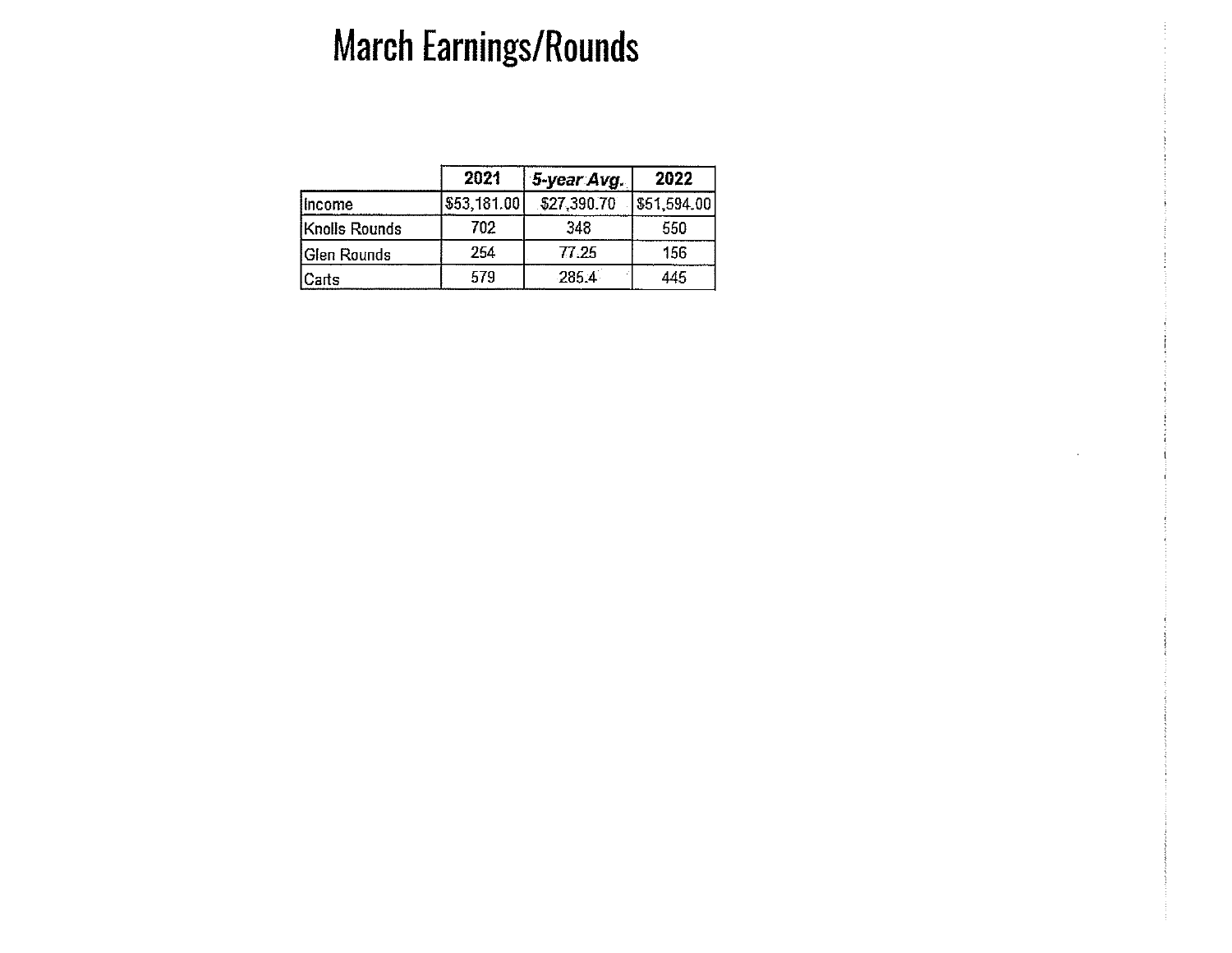# March Earnings/Rounds

| | 2021 | *5-year Avg.* | 2022 |
|---|---|---|---|
| Income | $53,181.00 | $27,390.70 | $51,594.00 |
| Knolls Rounds | 702 | 348 | 550 |
| Glen Rounds | 254 | 77.25 | 156 |
| Carts | 579 | 285.4 | 445 |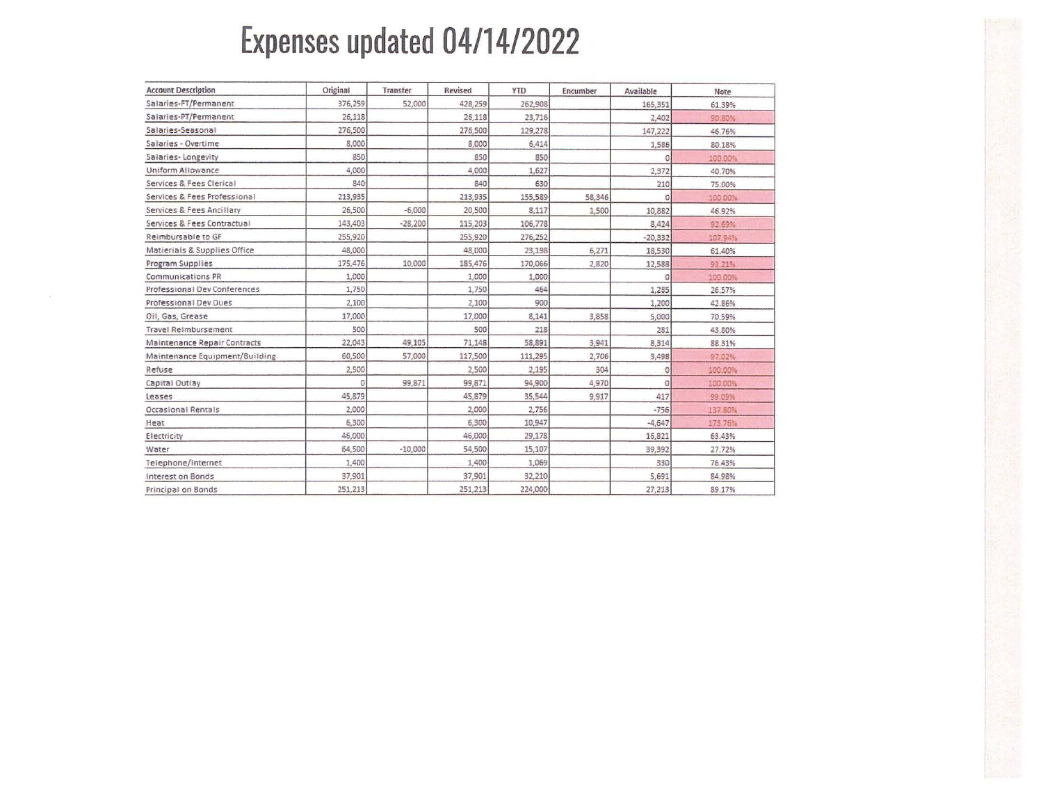# Expenses updated 04/14/2022

| Account Description | Original | Transfer | Revised | YTD | Encumber | Available | Note |
|---|---|---|---|---|---|---|---|
| Salaries-FT/Permanent | 376,259 | 52,000 | 428,259 | 262,908 | | 165,351 | 61.39% |
| Salaries-PT/Permanent | 26,118 | | 26,118 | 23,716 | | 2,402 | 90.80% |
| Salaries-Seasonal | 276,500 | | 276,500 | 129,278 | | 147,222 | 46.76% |
| Salaries - Overtime | 8,000 | | 8,000 | 6,414 | | 1,586 | 80.18% |
| Salaries- Longevity | 850 | | 850 | 850 | | 0 | 100.00% |
| Uniform Allowance | 4,000 | | 4,000 | 1,627 | | 2,372 | 40.70% |
| Services & Fees Clerical | 840 | | 840 | 630 | | 210 | 75.00% |
| Services & Fees Professional | 213,935 | | 213,935 | 155,589 | 58,346 | 0 | 100.00% |
| Services & Fees Ancillary | 26,500 | -6,000 | 20,500 | 8,117 | 1,500 | 10,882 | 46.92% |
| Services & Fees Contractual | 143,403 | -28,200 | 115,203 | 106,778 | | 8,424 | 92.69% |
| Reimbursable to GF | 255,920 | | 255,920 | 276,252 | | -20,332 | 107.94% |
| Matierials & Supplies Office | 48,000 | | 48,000 | 23,198 | 6,271 | 18,530 | 61.40% |
| Program Supplies | 175,476 | 10,000 | 185,476 | 170,066 | 2,820 | 12,588 | 93.21% |
| Communications PR | 1,000 | | 1,000 | 1,000 | | 0 | 100.00% |
| Professional Dev Conferences | 1,750 | | 1,750 | 464 | | 1,285 | 26.57% |
| Professional Dev Dues | 2,100 | | 2,100 | 900 | | 1,200 | 42.86% |
| Oil, Gas, Grease | 17,000 | | 17,000 | 8,141 | 3,858 | 5,000 | 70.59% |
| Travel Reimbursement | 500 | | 500 | 218 | | 281 | 43.80% |
| Maintenance Repair Contracts | 22,043 | 49,105 | 71,148 | 58,891 | 3,941 | 8,314 | 88.31% |
| Maintenance Equipment/Building | 60,500 | 57,000 | 117,500 | 111,295 | 2,706 | 3,498 | 97.02% |
| Refuse | 2,500 | | 2,500 | 2,195 | 304 | 0 | 100.00% |
| Capital Outlay | 0 | 99,871 | 99,871 | 94,900 | 4,970 | 0 | 100.00% |
| Leases | 45,879 | | 45,879 | 35,544 | 9,917 | 417 | 99.09% |
| Occasional Rentals | 2,000 | | 2,000 | 2,756 | | -756 | 137.80% |
| Heat | 6,300 | | 6,300 | 10,947 | | -4,647 | 173.76% |
| Electricity | 46,000 | | 46,000 | 29,178 | | 16,821 | 63.43% |
| Water | 64,500 | -10,000 | 54,500 | 15,107 | | 39,392 | 27.72% |
| Telephone/Internet | 1,400 | | 1,400 | 1,069 | | 330 | 76.43% |
| Interest on Bonds | 37,901 | | 37,901 | 32,210 | | 5,691 | 84.98% |
| Principal on Bonds | 251,213 | | 251,213 | 224,000 | | 27,213 | 89.17% |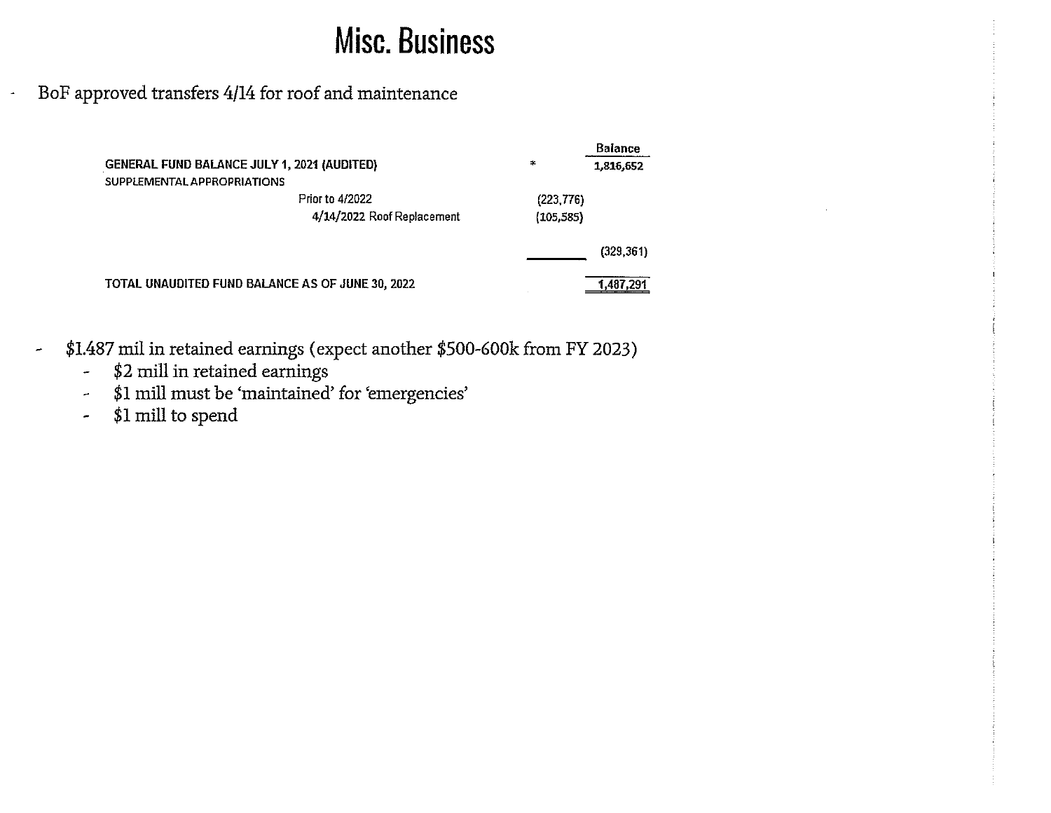# Misc. Business

- BoF approved transfers 4/14 for roof and maintenance

| | | | Balance |
|---|---|---|---|
| **GENERAL FUND BALANCE JULY 1, 2021 (AUDITED)** | | * | **1,816,652** |
| SUPPLEMENTAL APPROPRIATIONS | | | |
| | Prior to 4/2022 | (223,776) | |
| | 4/14/2022 Roof Replacement | (105,585) | |
| | | | (329,361) |
| **TOTAL UNAUDITED FUND BALANCE AS OF JUNE 30, 2022** | | | 1,487,291 |

- $1.487 mil in retained earnings (expect another $500-600k from FY 2023)
  - $2 mill in retained earnings
  - $1 mill must be 'maintained' for 'emergencies'
  - $1 mill to spend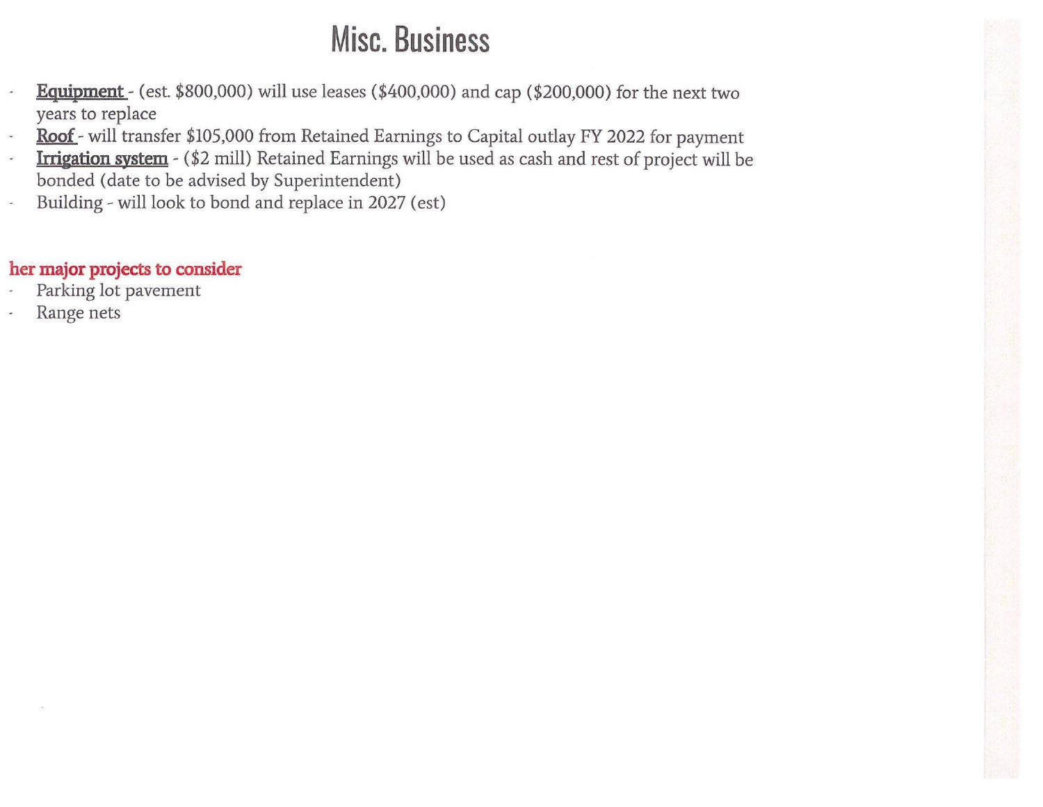# Misc. Business

- **Equipment** - (est. $800,000) will use leases ($400,000) and cap ($200,000) for the next two years to replace
- **Roof** - will transfer $105,000 from Retained Earnings to Capital outlay FY 2022 for payment
- **Irrigation system** - ($2 mill) Retained Earnings will be used as cash and rest of project will be bonded (date to be advised by Superintendent)
- Building - will look to bond and replace in 2027 (est)

**her major projects to consider**

- Parking lot pavement
- Range nets